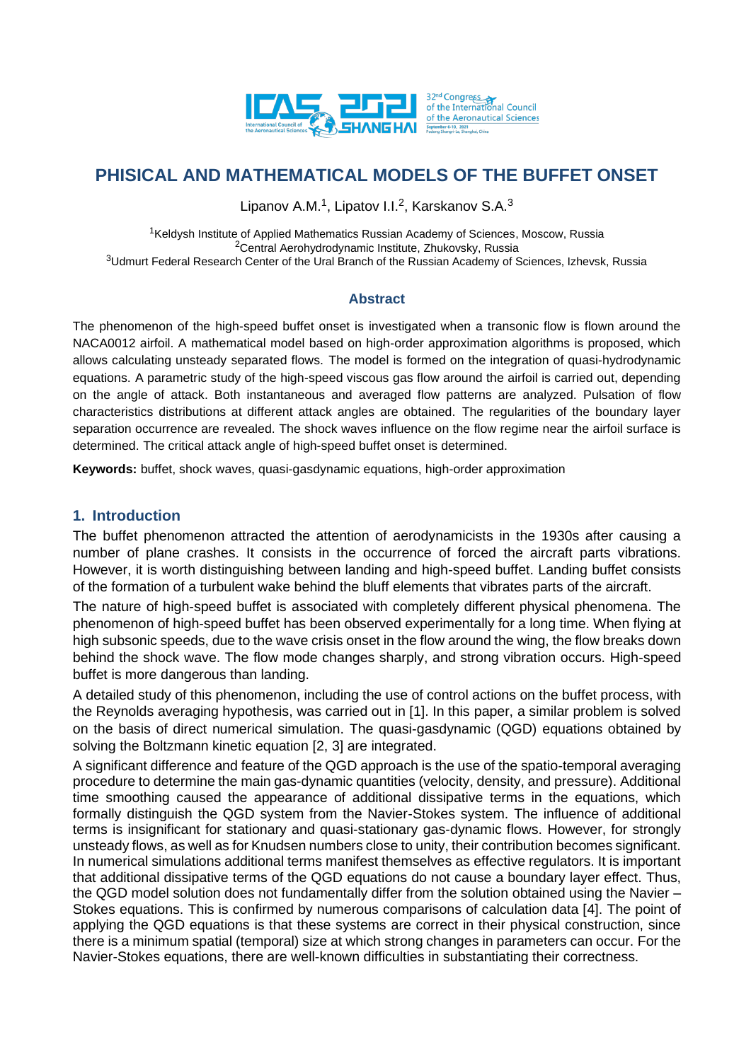# PHISICAL AND MATHEMATICAL MODELS OF THE BUFFET ONSET

Lipanov A.M.[1], Lipatov I.I.[2], Karskanov S.A.[3]

[1]Keldysh Institute of Applied Mathematics Russian Academy of Sciences, Moscow, Russia
[2]Central Aerohydrodynamic Institute, Zhukovsky, Russia
[3]Udmurt Federal Research Center of the Ural Branch of the Russian Academy of Sciences, Izhevsk, Russia

## Abstract

The phenomenon of the high-speed buffet onset is investigated when a transonic flow is flown around the NACA0012 airfoil. A mathematical model based on high-order approximation algorithms is proposed, which allows calculating unsteady separated flows. The model is formed on the integration of quasi-hydrodynamic equations. A parametric study of the high-speed viscous gas flow around the airfoil is carried out, depending on the angle of attack. Both instantaneous and averaged flow patterns are analyzed. Pulsation of flow characteristics distributions at different attack angles are obtained. The regularities of the boundary layer separation occurrence are revealed. The shock waves influence on the flow regime near the airfoil surface is determined. The critical attack angle of high-speed buffet onset is determined.

**Keywords:** buffet, shock waves, quasi-gasdynamic equations, high-order approximation

## 1. Introduction

The buffet phenomenon attracted the attention of aerodynamicists in the 1930s after causing a number of plane crashes. It consists in the occurrence of forced the aircraft parts vibrations. However, it is worth distinguishing between landing and high-speed buffet. Landing buffet consists of the formation of a turbulent wake behind the bluff elements that vibrates parts of the aircraft.

The nature of high-speed buffet is associated with completely different physical phenomena. The phenomenon of high-speed buffet has been observed experimentally for a long time. When flying at high subsonic speeds, due to the wave crisis onset in the flow around the wing, the flow breaks down behind the shock wave. The flow mode changes sharply, and strong vibration occurs. High-speed buffet is more dangerous than landing.

A detailed study of this phenomenon, including the use of control actions on the buffet process, with the Reynolds averaging hypothesis, was carried out in [1]. In this paper, a similar problem is solved on the basis of direct numerical simulation. The quasi-gasdynamic (QGD) equations obtained by solving the Boltzmann kinetic equation [2, 3] are integrated.

A significant difference and feature of the QGD approach is the use of the spatio-temporal averaging procedure to determine the main gas-dynamic quantities (velocity, density, and pressure). Additional time smoothing caused the appearance of additional dissipative terms in the equations, which formally distinguish the QGD system from the Navier-Stokes system. The influence of additional terms is insignificant for stationary and quasi-stationary gas-dynamic flows. However, for strongly unsteady flows, as well as for Knudsen numbers close to unity, their contribution becomes significant. In numerical simulations additional terms manifest themselves as effective regulators. It is important that additional dissipative terms of the QGD equations do not cause a boundary layer effect. Thus, the QGD model solution does not fundamentally differ from the solution obtained using the Navier – Stokes equations. This is confirmed by numerous comparisons of calculation data [4]. The point of applying the QGD equations is that these systems are correct in their physical construction, since there is a minimum spatial (temporal) size at which strong changes in parameters can occur. For the Navier-Stokes equations, there are well-known difficulties in substantiating their correctness.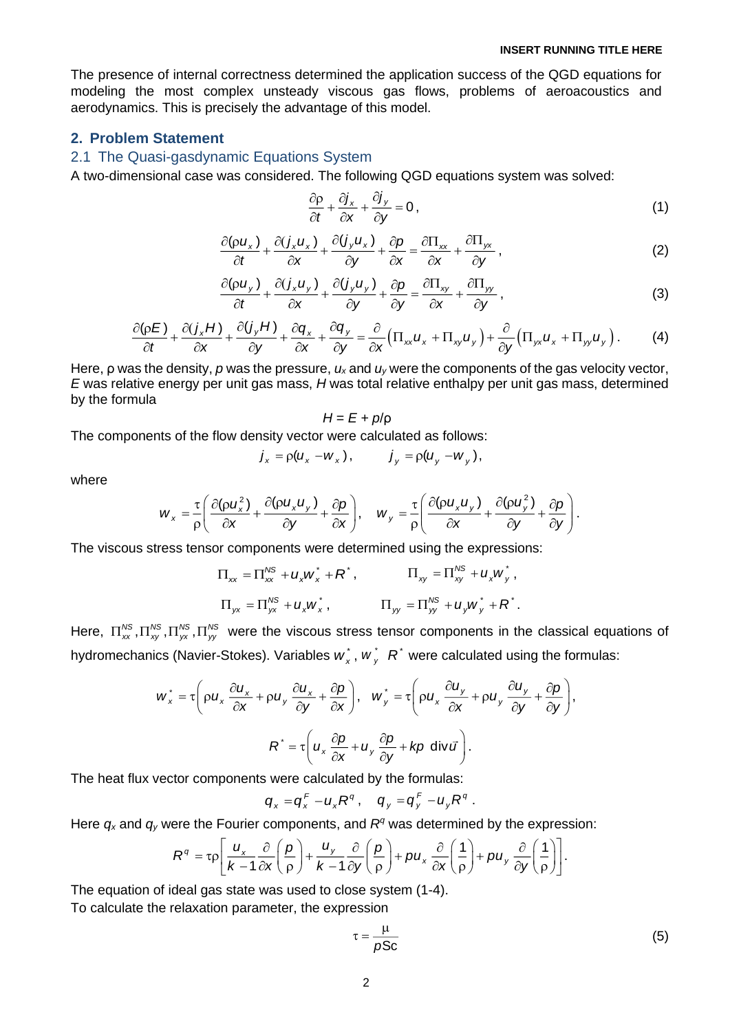The presence of internal correctness determined the application success of the QGD equations for modeling the most complex unsteady viscous gas flows, problems of aeroacoustics and aerodynamics. This is precisely the advantage of this model.

## 2. Problem Statement

### 2.1 The Quasi-gasdynamic Equations System

A two-dimensional case was considered. The following QGD equations system was solved:

$$\frac{\partial \rho}{\partial t} + \frac{\partial j_x}{\partial x} + \frac{\partial j_y}{\partial y} = 0, \tag{1}$$

$$\frac{\partial (\rho u_x)}{\partial t} + \frac{\partial (j_x u_x)}{\partial x} + \frac{\partial (j_y u_x)}{\partial y} + \frac{\partial p}{\partial x} = \frac{\partial \Pi_{xx}}{\partial x} + \frac{\partial \Pi_{yx}}{\partial y}, \tag{2}$$

$$\frac{\partial (\rho u_y)}{\partial t} + \frac{\partial (j_x u_y)}{\partial x} + \frac{\partial (j_y u_y)}{\partial y} + \frac{\partial p}{\partial y} = \frac{\partial \Pi_{xy}}{\partial x} + \frac{\partial \Pi_{yy}}{\partial y}, \tag{3}$$

$$\frac{\partial (\rho E)}{\partial t} + \frac{\partial (j_x H)}{\partial x} + \frac{\partial (j_y H)}{\partial y} + \frac{\partial q_x}{\partial x} + \frac{\partial q_y}{\partial y} = \frac{\partial}{\partial x}\left(\Pi_{xx} u_x + \Pi_{xy} u_y\right) + \frac{\partial}{\partial y}\left(\Pi_{yx} u_x + \Pi_{yy} u_y\right). \tag{4}$$

Here, $\rho$ was the density, $p$ was the pressure, $u_x$ and $u_y$ were the components of the gas velocity vector, $E$ was relative energy per unit gas mass, $H$ was total relative enthalpy per unit gas mass, determined by the formula

$$H = E + p/\rho$$

The components of the flow density vector were calculated as follows:

$$j_x = \rho(u_x - w_x), \qquad j_y = \rho(u_y - w_y),$$

where

$$w_x = \frac{\tau}{\rho}\left(\frac{\partial (\rho u_x^2)}{\partial x} + \frac{\partial (\rho u_x u_y)}{\partial y} + \frac{\partial p}{\partial x}\right), \quad w_y = \frac{\tau}{\rho}\left(\frac{\partial (\rho u_x u_y)}{\partial x} + \frac{\partial (\rho u_y^2)}{\partial y} + \frac{\partial p}{\partial y}\right).$$

The viscous stress tensor components were determined using the expressions:

$$\Pi_{xx} = \Pi_{xx}^{NS} + u_x w_x^* + R^*, \qquad \Pi_{xy} = \Pi_{xy}^{NS} + u_x w_y^*,$$

$$\Pi_{yx} = \Pi_{yx}^{NS} + u_x w_x^*, \qquad \Pi_{yy} = \Pi_{yy}^{NS} + u_y w_y^* + R^*.$$

Here, $\Pi_{xx}^{NS}, \Pi_{xy}^{NS}, \Pi_{yx}^{NS}, \Pi_{yy}^{NS}$ were the viscous stress tensor components in the classical equations of hydromechanics (Navier-Stokes). Variables $w_x^*$, $w_y^*$ $R^*$ were calculated using the formulas:

$$w_x^* = \tau\left(\rho u_x \frac{\partial u_x}{\partial x} + \rho u_y \frac{\partial u_x}{\partial y} + \frac{\partial p}{\partial x}\right), \quad w_y^* = \tau\left(\rho u_x \frac{\partial u_y}{\partial x} + \rho u_y \frac{\partial u_y}{\partial y} + \frac{\partial p}{\partial y}\right),$$

$$R^* = \tau\left(u_x \frac{\partial p}{\partial x} + u_y \frac{\partial p}{\partial y} + kp \ \operatorname{div}\vec{u}\right).$$

The heat flux vector components were calculated by the formulas:

$$q_x = q_x^F - u_x R^q, \quad q_y = q_y^F - u_y R^q.$$

Here $q_x$ and $q_y$ were the Fourier components, and $R^q$ was determined by the expression:

$$R^q = \tau\rho\left[\frac{u_x}{k-1}\frac{\partial}{\partial x}\left(\frac{p}{\rho}\right) + \frac{u_y}{k-1}\frac{\partial}{\partial y}\left(\frac{p}{\rho}\right) + pu_x \frac{\partial}{\partial x}\left(\frac{1}{\rho}\right) + pu_y \frac{\partial}{\partial y}\left(\frac{1}{\rho}\right)\right].$$

The equation of ideal gas state was used to close system (1-4).

To calculate the relaxation parameter, the expression

$$\tau = \frac{\mu}{p\mathrm{Sc}} \tag{5}$$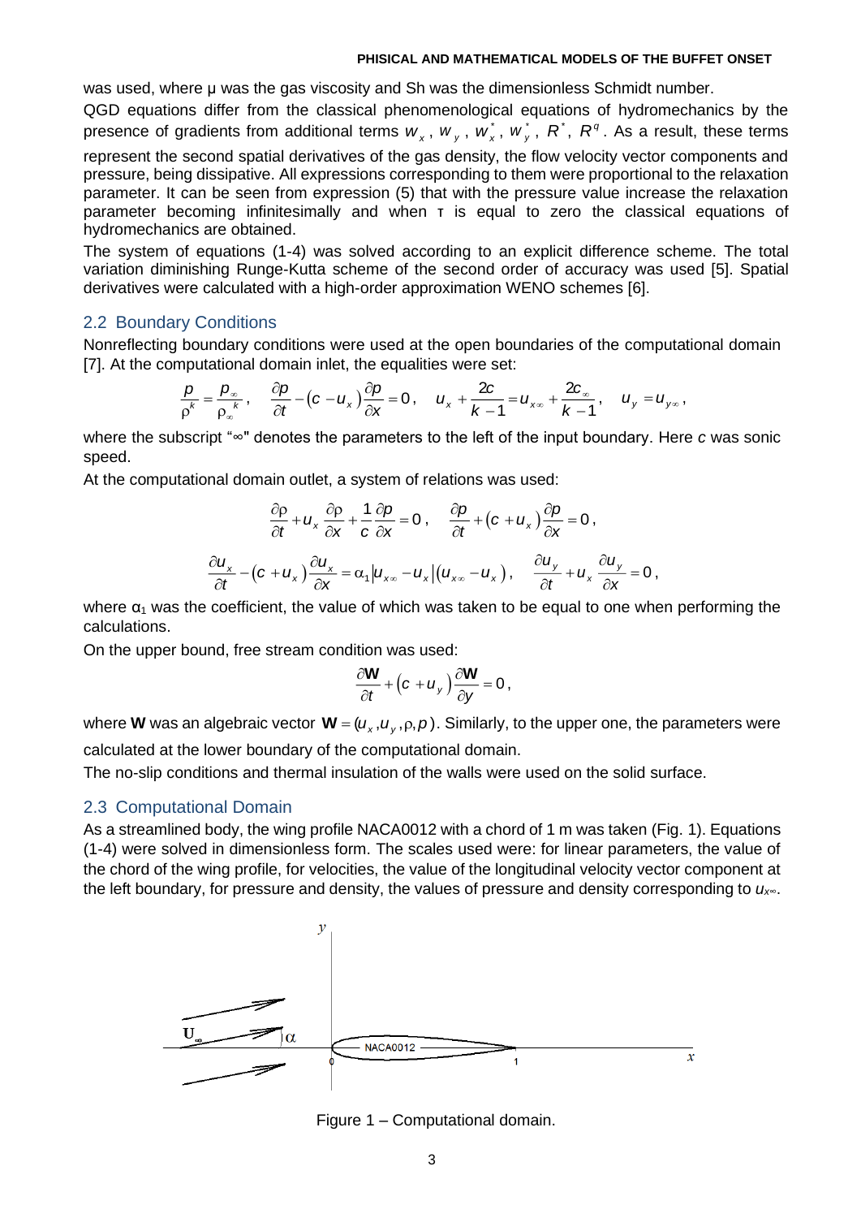was used, where μ was the gas viscosity and Sh was the dimensionless Schmidt number.

QGD equations differ from the classical phenomenological equations of hydromechanics by the presence of gradients from additional terms $w_x$, $w_y$, $w_x^*$, $w_y^*$, $R^*$, $R^q$. As a result, these terms represent the second spatial derivatives of the gas density, the flow velocity vector components and pressure, being dissipative. All expressions corresponding to them were proportional to the relaxation parameter. It can be seen from expression (5) that with the pressure value increase the relaxation parameter becoming infinitesimally and when τ is equal to zero the classical equations of hydromechanics are obtained.

The system of equations (1-4) was solved according to an explicit difference scheme. The total variation diminishing Runge-Kutta scheme of the second order of accuracy was used [5]. Spatial derivatives were calculated with a high-order approximation WENO schemes [6].

## 2.2 Boundary Conditions

Nonreflecting boundary conditions were used at the open boundaries of the computational domain [7]. At the computational domain inlet, the equalities were set:

$$\frac{p}{\rho^k} = \frac{p_\infty}{\rho_\infty^{\ k}}, \quad \frac{\partial p}{\partial t} - (c - u_x)\frac{\partial p}{\partial x} = 0, \quad u_x + \frac{2c}{k-1} = u_{x\infty} + \frac{2c_\infty}{k-1}, \quad u_y = u_{y\infty},$$

where the subscript "∞" denotes the parameters to the left of the input boundary. Here $c$ was sonic speed.

At the computational domain outlet, a system of relations was used:

$$\frac{\partial \rho}{\partial t} + u_x \frac{\partial \rho}{\partial x} + \frac{1}{c}\frac{\partial p}{\partial x} = 0, \quad \frac{\partial p}{\partial t} + (c + u_x)\frac{\partial p}{\partial x} = 0,$$

$$\frac{\partial u_x}{\partial t} - (c + u_x)\frac{\partial u_x}{\partial x} = \alpha_1 |u_{x\infty} - u_x| (u_{x\infty} - u_x), \quad \frac{\partial u_y}{\partial t} + u_x \frac{\partial u_y}{\partial x} = 0,$$

where $\alpha_1$ was the coefficient, the value of which was taken to be equal to one when performing the calculations.

On the upper bound, free stream condition was used:

$$\frac{\partial \mathbf{W}}{\partial t} + (c + u_y)\frac{\partial \mathbf{W}}{\partial y} = 0,$$

where **W** was an algebraic vector $\mathbf{W} = (u_x, u_y, \rho, p)$. Similarly, to the upper one, the parameters were calculated at the lower boundary of the computational domain.

The no-slip conditions and thermal insulation of the walls were used on the solid surface.

## 2.3 Computational Domain

As a streamlined body, the wing profile NACA0012 with a chord of 1 m was taken (Fig. 1). Equations (1-4) were solved in dimensionless form. The scales used were: for linear parameters, the value of the chord of the wing profile, for velocities, the value of the longitudinal velocity vector component at the left boundary, for pressure and density, the values of pressure and density corresponding to $u_{x\infty}$.

Figure 1 – Computational domain.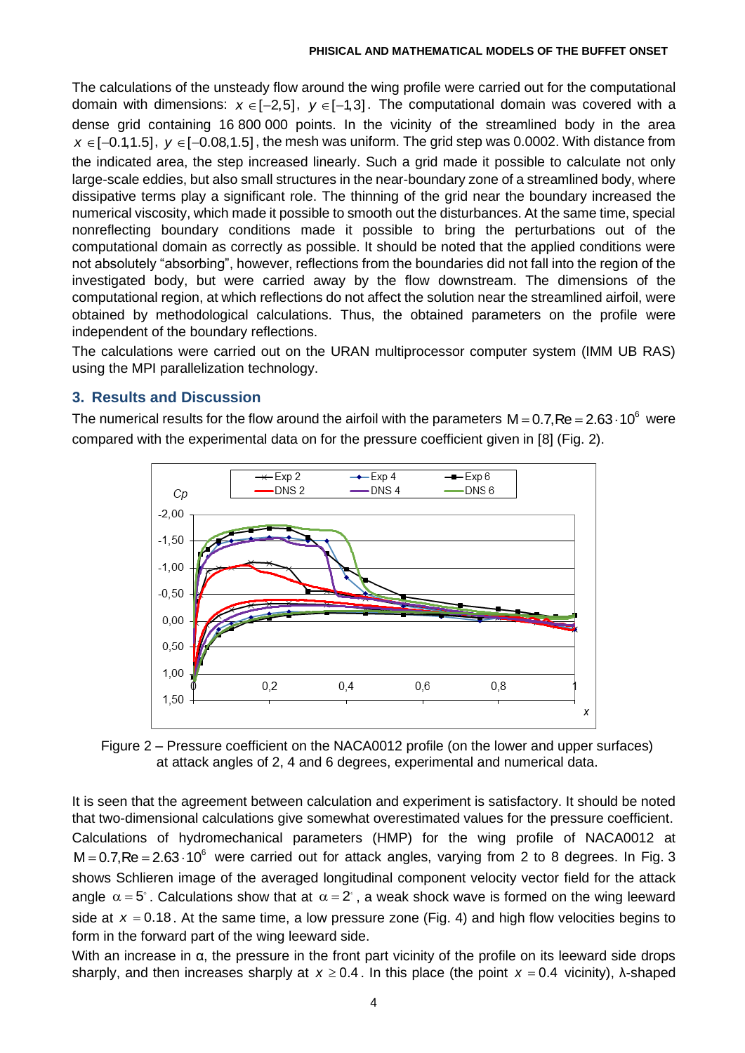The calculations of the unsteady flow around the wing profile were carried out for the computational domain with dimensions: $x \in [-2,5]$, $y \in [-1,3]$. The computational domain was covered with a dense grid containing 16 800 000 points. In the vicinity of the streamlined body in the area $x \in [-0.1,1.5]$, $y \in [-0.08,1.5]$, the mesh was uniform. The grid step was 0.0002. With distance from the indicated area, the step increased linearly. Such a grid made it possible to calculate not only large-scale eddies, but also small structures in the near-boundary zone of a streamlined body, where dissipative terms play a significant role. The thinning of the grid near the boundary increased the numerical viscosity, which made it possible to smooth out the disturbances. At the same time, special nonreflecting boundary conditions made it possible to bring the perturbations out of the computational domain as correctly as possible. It should be noted that the applied conditions were not absolutely "absorbing", however, reflections from the boundaries did not fall into the region of the investigated body, but were carried away by the flow downstream. The dimensions of the computational region, at which reflections do not affect the solution near the streamlined airfoil, were obtained by methodological calculations. Thus, the obtained parameters on the profile were independent of the boundary reflections.

The calculations were carried out on the URAN multiprocessor computer system (IMM UB RAS) using the MPI parallelization technology.

## 3. Results and Discussion

The numerical results for the flow around the airfoil with the parameters $M = 0.7, Re = 2.63 \cdot 10^6$ were compared with the experimental data on for the pressure coefficient given in [8] (Fig. 2).

Figure 2 – Pressure coefficient on the NACA0012 profile (on the lower and upper surfaces) at attack angles of 2, 4 and 6 degrees, experimental and numerical data.

It is seen that the agreement between calculation and experiment is satisfactory. It should be noted that two-dimensional calculations give somewhat overestimated values for the pressure coefficient. Calculations of hydromechanical parameters (HMP) for the wing profile of NACA0012 at $M = 0.7, Re = 2.63 \cdot 10^6$ were carried out for attack angles, varying from 2 to 8 degrees. In Fig. 3 shows Schlieren image of the averaged longitudinal component velocity vector field for the attack angle $\alpha = 5^{\circ}$. Calculations show that at $\alpha = 2^{\circ}$, a weak shock wave is formed on the wing leeward side at $x = 0.18$. At the same time, a low pressure zone (Fig. 4) and high flow velocities begins to form in the forward part of the wing leeward side.

With an increase in α, the pressure in the front part vicinity of the profile on its leeward side drops sharply, and then increases sharply at $x \geq 0.4$. In this place (the point $x = 0.4$ vicinity), λ-shaped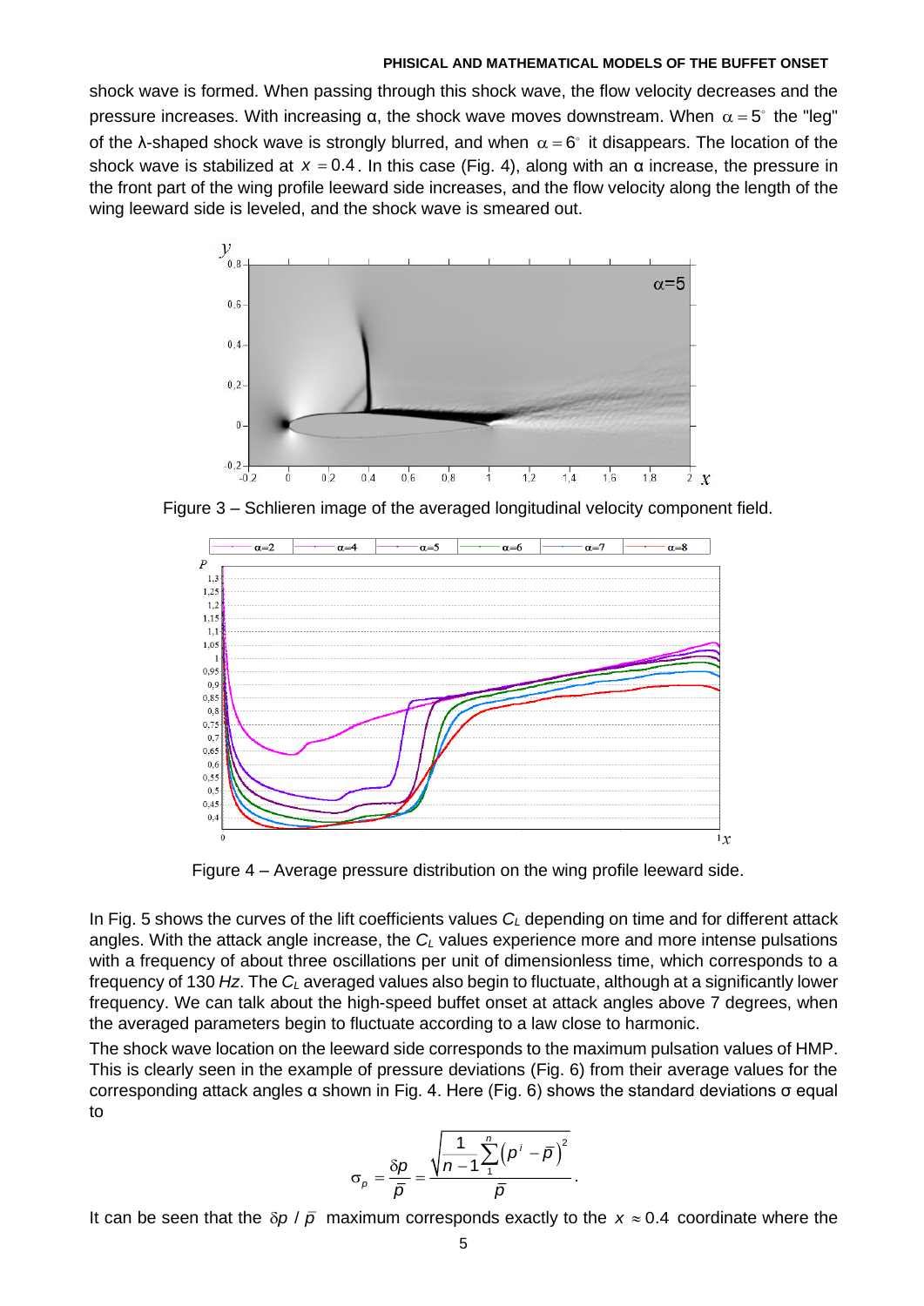shock wave is formed. When passing through this shock wave, the flow velocity decreases and the pressure increases. With increasing α, the shock wave moves downstream. When $\alpha = 5^{\circ}$ the "leg" of the λ-shaped shock wave is strongly blurred, and when $\alpha = 6^{\circ}$ it disappears. The location of the shock wave is stabilized at $x = 0.4$. In this case (Fig. 4), along with an α increase, the pressure in the front part of the wing profile leeward side increases, and the flow velocity along the length of the wing leeward side is leveled, and the shock wave is smeared out.

Figure 3 – Schlieren image of the averaged longitudinal velocity component field.

Figure 4 – Average pressure distribution on the wing profile leeward side.

In Fig. 5 shows the curves of the lift coefficients values $C_L$ depending on time and for different attack angles. With the attack angle increase, the $C_L$ values experience more and more intense pulsations with a frequency of about three oscillations per unit of dimensionless time, which corresponds to a frequency of 130 *Hz*. The $C_L$ averaged values also begin to fluctuate, although at a significantly lower frequency. We can talk about the high-speed buffet onset at attack angles above 7 degrees, when the averaged parameters begin to fluctuate according to a law close to harmonic.

The shock wave location on the leeward side corresponds to the maximum pulsation values of HMP. This is clearly seen in the example of pressure deviations (Fig. 6) from their average values for the corresponding attack angles α shown in Fig. 4. Here (Fig. 6) shows the standard deviations σ equal to

$$\sigma_p = \frac{\delta p}{\bar{p}} = \frac{\sqrt{\frac{1}{n-1}\sum_{1}^{n}\left(p^i - \bar{p}\right)^2}}{\bar{p}}.$$

It can be seen that the $\delta p \,/\, \bar{p}$ maximum corresponds exactly to the $x \approx 0.4$ coordinate where the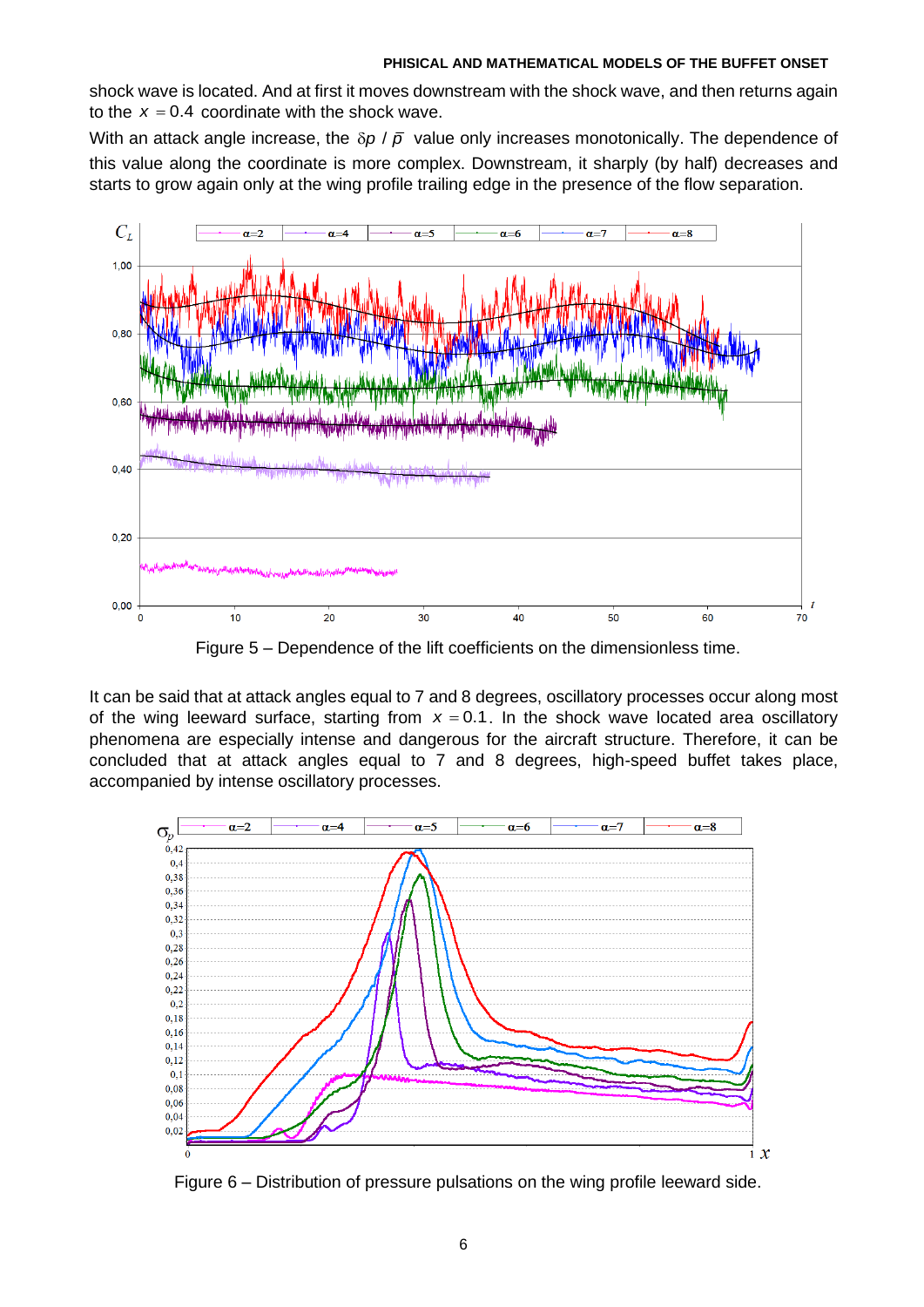shock wave is located. And at first it moves downstream with the shock wave, and then returns again to the $x = 0.4$ coordinate with the shock wave.

With an attack angle increase, the $\delta p / \bar{p}$ value only increases monotonically. The dependence of this value along the coordinate is more complex. Downstream, it sharply (by half) decreases and starts to grow again only at the wing profile trailing edge in the presence of the flow separation.

Figure 5 – Dependence of the lift coefficients on the dimensionless time.

It can be said that at attack angles equal to 7 and 8 degrees, oscillatory processes occur along most of the wing leeward surface, starting from $x = 0.1$. In the shock wave located area oscillatory phenomena are especially intense and dangerous for the aircraft structure. Therefore, it can be concluded that at attack angles equal to 7 and 8 degrees, high-speed buffet takes place, accompanied by intense oscillatory processes.

Figure 6 – Distribution of pressure pulsations on the wing profile leeward side.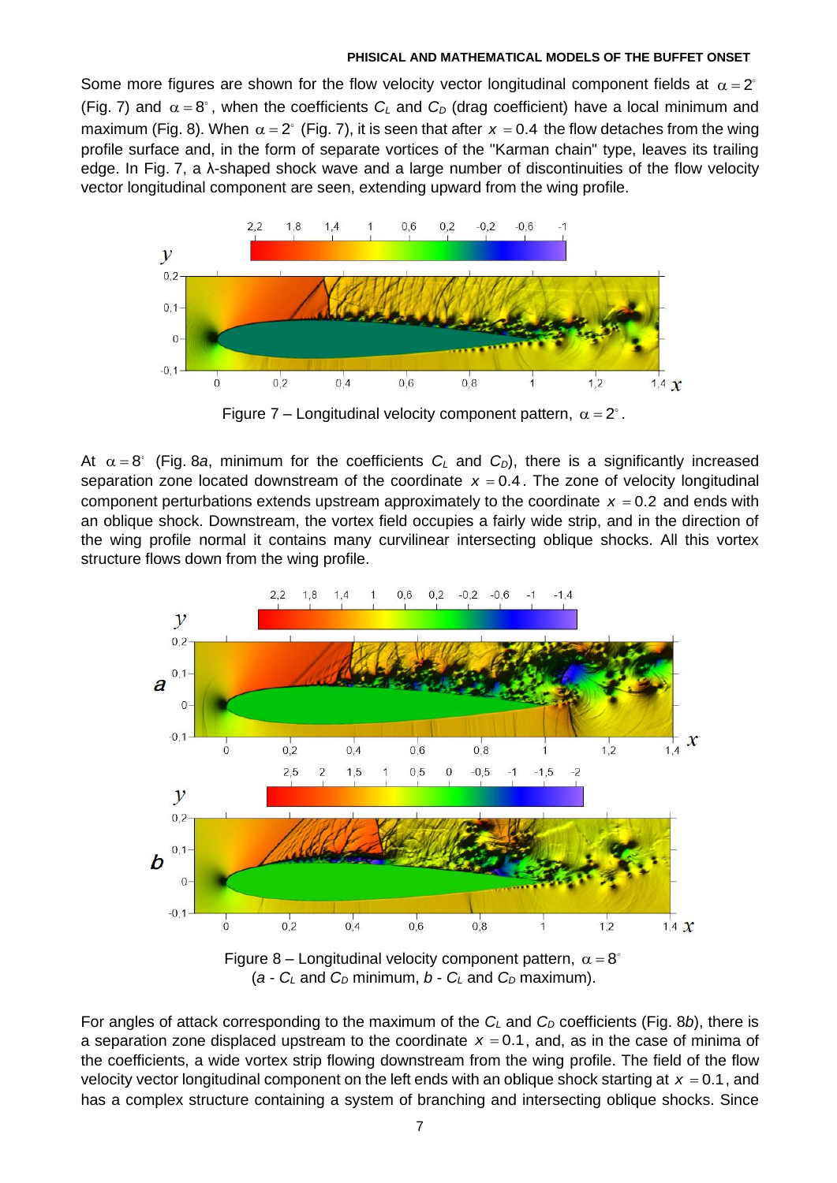Some more figures are shown for the flow velocity vector longitudinal component fields at $\alpha = 2^{\circ}$ (Fig. 7) and $\alpha = 8^{\circ}$, when the coefficients $C_L$ and $C_D$ (drag coefficient) have a local minimum and maximum (Fig. 8). When $\alpha = 2^{\circ}$ (Fig. 7), it is seen that after $x = 0.4$ the flow detaches from the wing profile surface and, in the form of separate vortices of the "Karman chain" type, leaves its trailing edge. In Fig. 7, a λ-shaped shock wave and a large number of discontinuities of the flow velocity vector longitudinal component are seen, extending upward from the wing profile.

Figure 7 – Longitudinal velocity component pattern, $\alpha = 2^{\circ}$.

At $\alpha = 8^{\circ}$ (Fig. 8*a*, minimum for the coefficients $C_L$ and $C_D$), there is a significantly increased separation zone located downstream of the coordinate $x = 0.4$. The zone of velocity longitudinal component perturbations extends upstream approximately to the coordinate $x = 0.2$ and ends with an oblique shock. Downstream, the vortex field occupies a fairly wide strip, and in the direction of the wing profile normal it contains many curvilinear intersecting oblique shocks. All this vortex structure flows down from the wing profile.

Figure 8 – Longitudinal velocity component pattern, $\alpha = 8^{\circ}$
(*a* - $C_L$ and $C_D$ minimum, *b* - $C_L$ and $C_D$ maximum).

For angles of attack corresponding to the maximum of the $C_L$ and $C_D$ coefficients (Fig. 8*b*), there is a separation zone displaced upstream to the coordinate $x = 0.1$, and, as in the case of minima of the coefficients, a wide vortex strip flowing downstream from the wing profile. The field of the flow velocity vector longitudinal component on the left ends with an oblique shock starting at $x = 0.1$, and has a complex structure containing a system of branching and intersecting oblique shocks. Since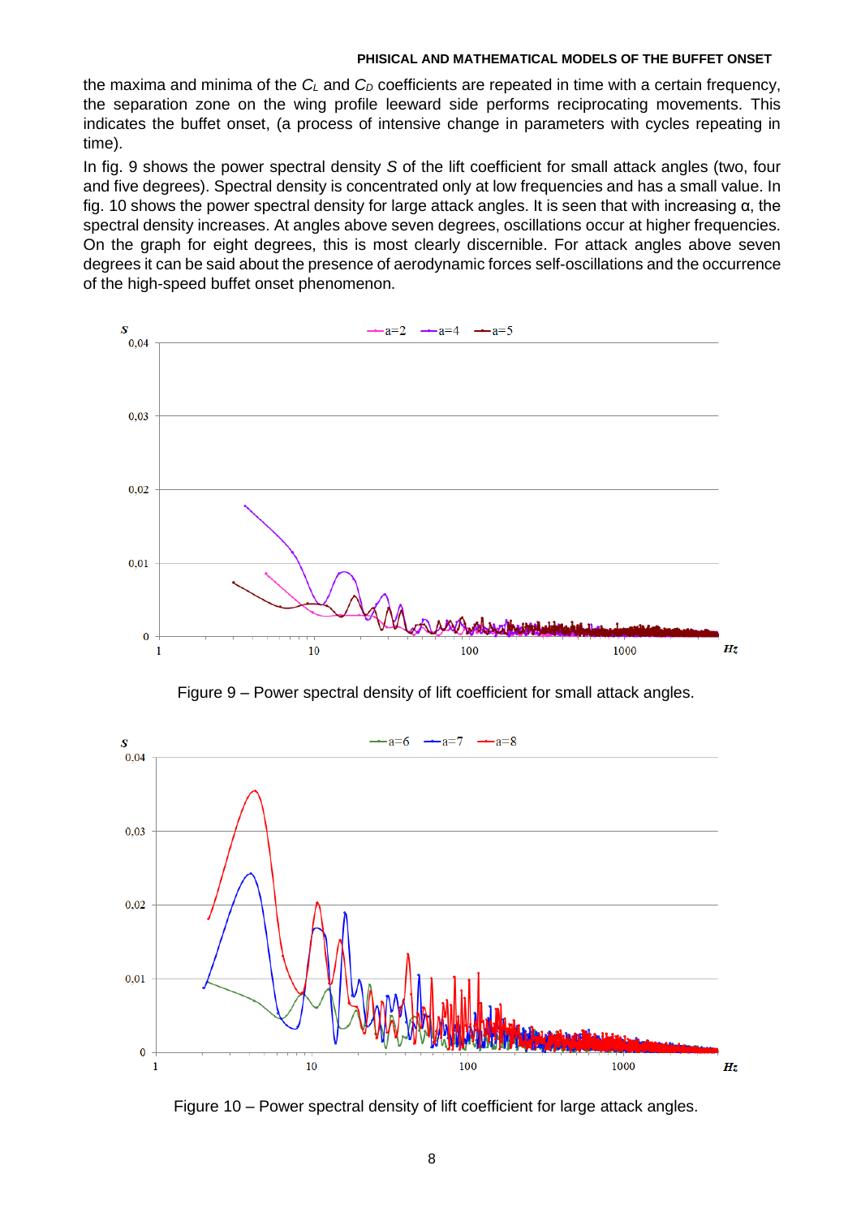the maxima and minima of the $C_L$ and $C_D$ coefficients are repeated in time with a certain frequency, the separation zone on the wing profile leeward side performs reciprocating movements. This indicates the buffet onset, (a process of intensive change in parameters with cycles repeating in time).

In fig. 9 shows the power spectral density $S$ of the lift coefficient for small attack angles (two, four and five degrees). Spectral density is concentrated only at low frequencies and has a small value. In fig. 10 shows the power spectral density for large attack angles. It is seen that with increasing α, the spectral density increases. At angles above seven degrees, oscillations occur at higher frequencies. On the graph for eight degrees, this is most clearly discernible. For attack angles above seven degrees it can be said about the presence of aerodynamic forces self-oscillations and the occurrence of the high-speed buffet onset phenomenon.

Figure 9 – Power spectral density of lift coefficient for small attack angles.

Figure 10 – Power spectral density of lift coefficient for large attack angles.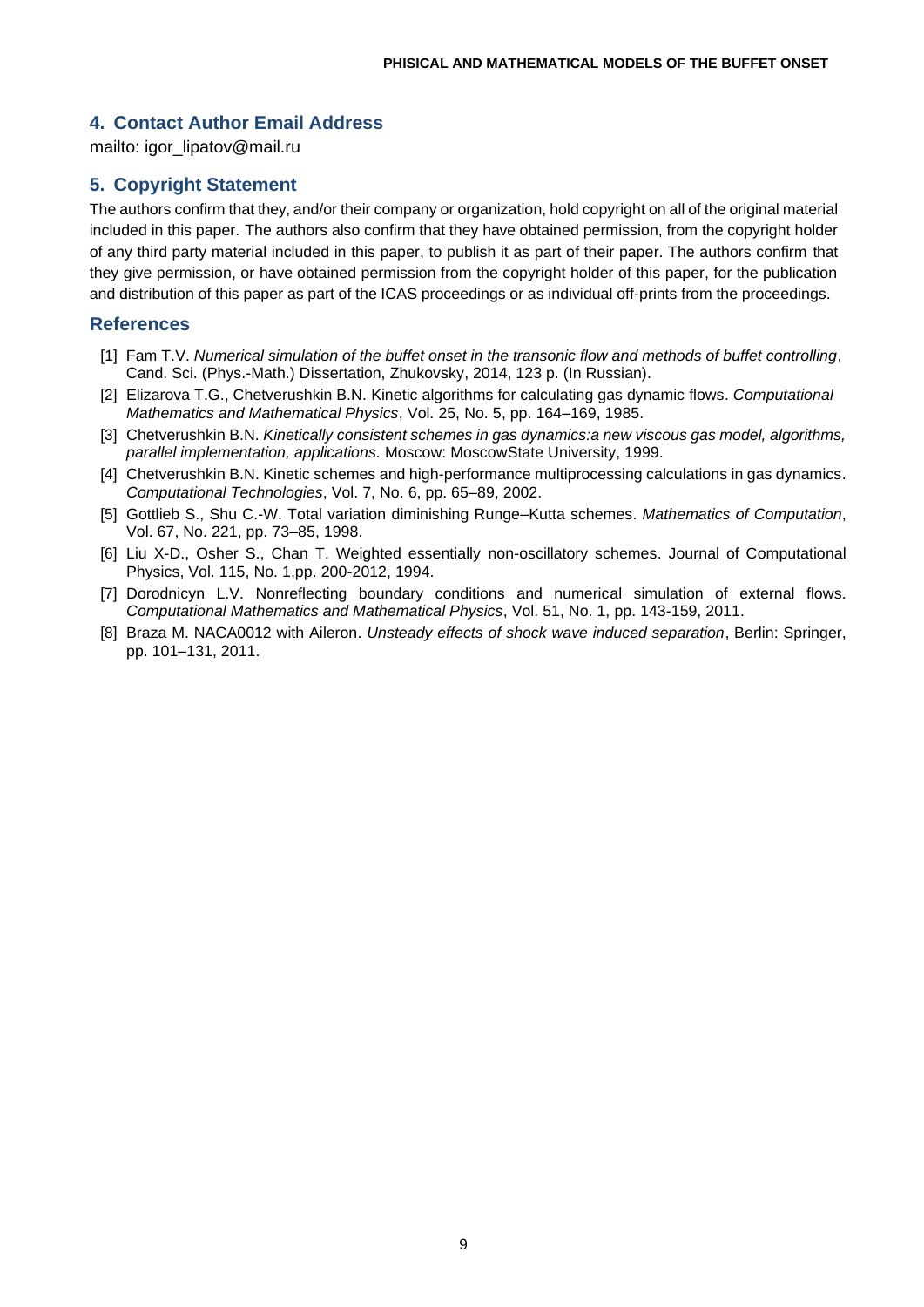## 4. Contact Author Email Address

mailto: igor_lipatov@mail.ru

## 5. Copyright Statement

The authors confirm that they, and/or their company or organization, hold copyright on all of the original material included in this paper. The authors also confirm that they have obtained permission, from the copyright holder of any third party material included in this paper, to publish it as part of their paper. The authors confirm that they give permission, or have obtained permission from the copyright holder of this paper, for the publication and distribution of this paper as part of the ICAS proceedings or as individual off-prints from the proceedings.

## References

[1] Fam T.V. *Numerical simulation of the buffet onset in the transonic flow and methods of buffet controlling*, Cand. Sci. (Phys.-Math.) Dissertation, Zhukovsky, 2014, 123 p. (In Russian).

[2] Elizarova T.G., Chetverushkin B.N. Kinetic algorithms for calculating gas dynamic flows. *Computational Mathematics and Mathematical Physics*, Vol. 25, No. 5, pp. 164–169, 1985.

[3] Chetverushkin B.N. *Kinetically consistent schemes in gas dynamics:a new viscous gas model, algorithms, parallel implementation, applications.* Moscow: MoscowState University, 1999.

[4] Chetverushkin B.N. Kinetic schemes and high-performance multiprocessing calculations in gas dynamics. *Computational Technologies*, Vol. 7, No. 6, pp. 65–89, 2002.

[5] Gottlieb S., Shu C.-W. Total variation diminishing Runge–Kutta schemes. *Mathematics of Computation*, Vol. 67, No. 221, pp. 73–85, 1998.

[6] Liu X-D., Osher S., Chan T. Weighted essentially non-oscillatory schemes. Journal of Computational Physics, Vol. 115, No. 1,pp. 200-2012, 1994.

[7] Dorodnicyn L.V. Nonreflecting boundary conditions and numerical simulation of external flows. *Computational Mathematics and Mathematical Physics*, Vol. 51, No. 1, pp. 143-159, 2011.

[8] Braza M. NACA0012 with Aileron. *Unsteady effects of shock wave induced separation*, Berlin: Springer, pp. 101–131, 2011.